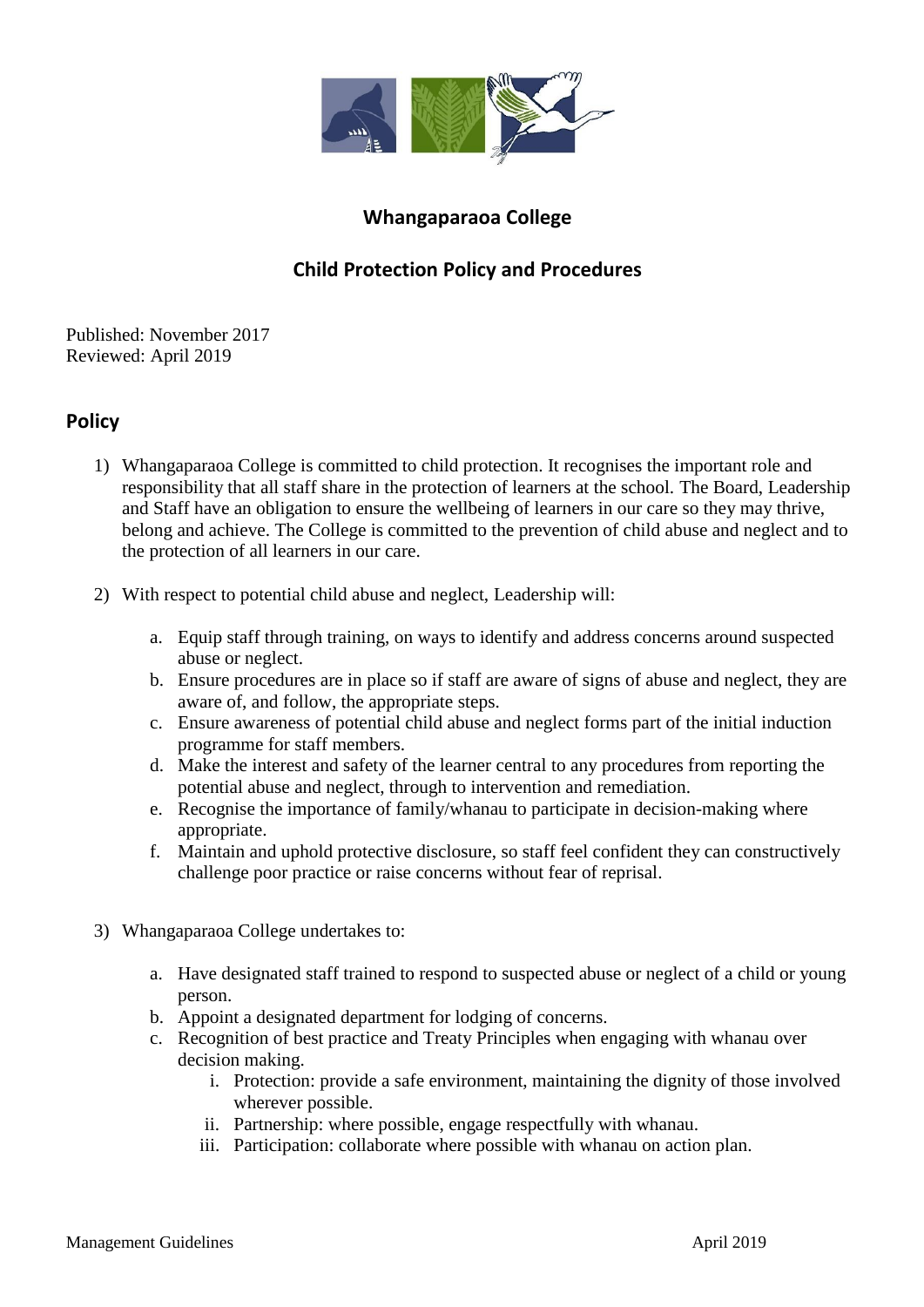# Whangaparaoa College

## Child Protection Policy and Procedures

Published: November 2017
Reviewed: April 2019

## Policy

1) Whangaparaoa College is committed to child protection. It recognises the important role and responsibility that all staff share in the protection of learners at the school. The Board, Leadership and Staff have an obligation to ensure the wellbeing of learners in our care so they may thrive, belong and achieve. The College is committed to the prevention of child abuse and neglect and to the protection of all learners in our care.

2) With respect to potential child abuse and neglect, Leadership will:

    a. Equip staff through training, on ways to identify and address concerns around suspected abuse or neglect.
    b. Ensure procedures are in place so if staff are aware of signs of abuse and neglect, they are aware of, and follow, the appropriate steps.
    c. Ensure awareness of potential child abuse and neglect forms part of the initial induction programme for staff members.
    d. Make the interest and safety of the learner central to any procedures from reporting the potential abuse and neglect, through to intervention and remediation.
    e. Recognise the importance of family/whanau to participate in decision-making where appropriate.
    f. Maintain and uphold protective disclosure, so staff feel confident they can constructively challenge poor practice or raise concerns without fear of reprisal.

3) Whangaparaoa College undertakes to:

    a. Have designated staff trained to respond to suspected abuse or neglect of a child or young person.
    b. Appoint a designated department for lodging of concerns.
    c. Recognition of best practice and Treaty Principles when engaging with whanau over decision making.
        i. Protection: provide a safe environment, maintaining the dignity of those involved wherever possible.
        ii. Partnership: where possible, engage respectfully with whanau.
        iii. Participation: collaborate where possible with whanau on action plan.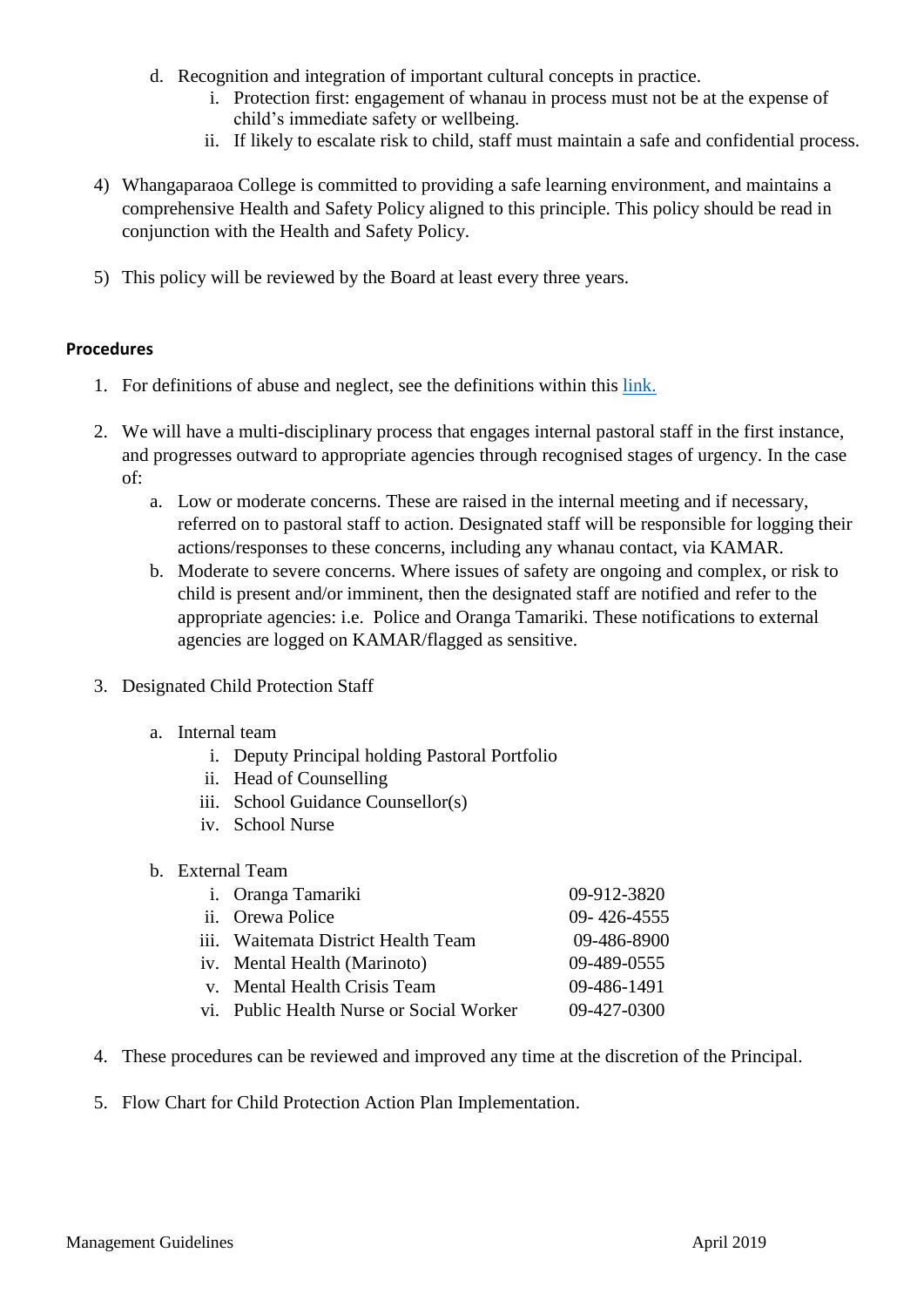d. Recognition and integration of important cultural concepts in practice.
      i. Protection first: engagement of whanau in process must not be at the expense of child's immediate safety or wellbeing.
      ii. If likely to escalate risk to child, staff must maintain a safe and confidential process.

4) Whangaparaoa College is committed to providing a safe learning environment, and maintains a comprehensive Health and Safety Policy aligned to this principle. This policy should be read in conjunction with the Health and Safety Policy.

5) This policy will be reviewed by the Board at least every three years.

**Procedures**

1. For definitions of abuse and neglect, see the definitions within this [link.]()

2. We will have a multi-disciplinary process that engages internal pastoral staff in the first instance, and progresses outward to appropriate agencies through recognised stages of urgency. In the case of:
   a. Low or moderate concerns. These are raised in the internal meeting and if necessary, referred on to pastoral staff to action. Designated staff will be responsible for logging their actions/responses to these concerns, including any whanau contact, via KAMAR.
   b. Moderate to severe concerns. Where issues of safety are ongoing and complex, or risk to child is present and/or imminent, then the designated staff are notified and refer to the appropriate agencies: i.e. Police and Oranga Tamariki. These notifications to external agencies are logged on KAMAR/flagged as sensitive.

3. Designated Child Protection Staff

   a. Internal team
      i. Deputy Principal holding Pastoral Portfolio
      ii. Head of Counselling
      iii. School Guidance Counsellor(s)
      iv. School Nurse

   b. External Team
      i. Oranga Tamariki 09-912-3820
      ii. Orewa Police 09- 426-4555
      iii. Waitemata District Health Team 09-486-8900
      iv. Mental Health (Marinoto) 09-489-0555
      v. Mental Health Crisis Team 09-486-1491
      vi. Public Health Nurse or Social Worker 09-427-0300

4. These procedures can be reviewed and improved any time at the discretion of the Principal.

5. Flow Chart for Child Protection Action Plan Implementation.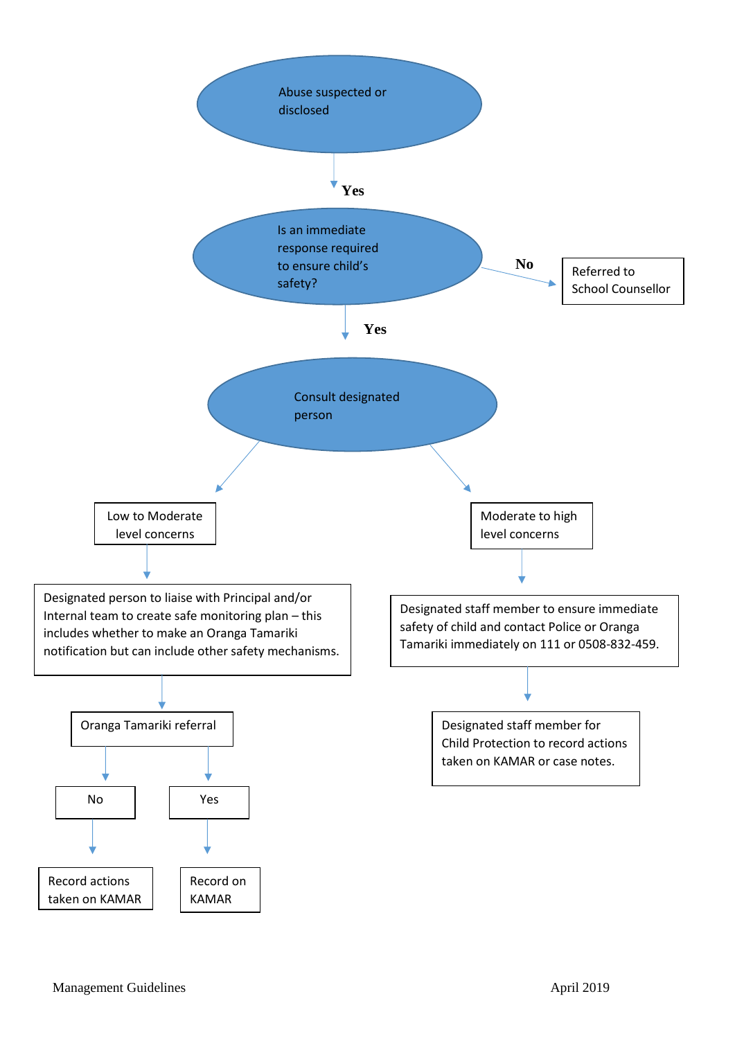Abuse suspected or disclosed

Yes

Is an immediate response required to ensure child's safety?

No

Referred to School Counsellor

Yes

Consult designated person

Low to Moderate level concerns

Moderate to high level concerns

Designated person to liaise with Principal and/or Internal team to create safe monitoring plan – this includes whether to make an Oranga Tamariki notification but can include other safety mechanisms.

Designated staff member to ensure immediate safety of child and contact Police or Oranga Tamariki immediately on 111 or 0508-832-459.

Oranga Tamariki referral

Designated staff member for Child Protection to record actions taken on KAMAR or case notes.

No

Yes

Record actions taken on KAMAR

Record on KAMAR